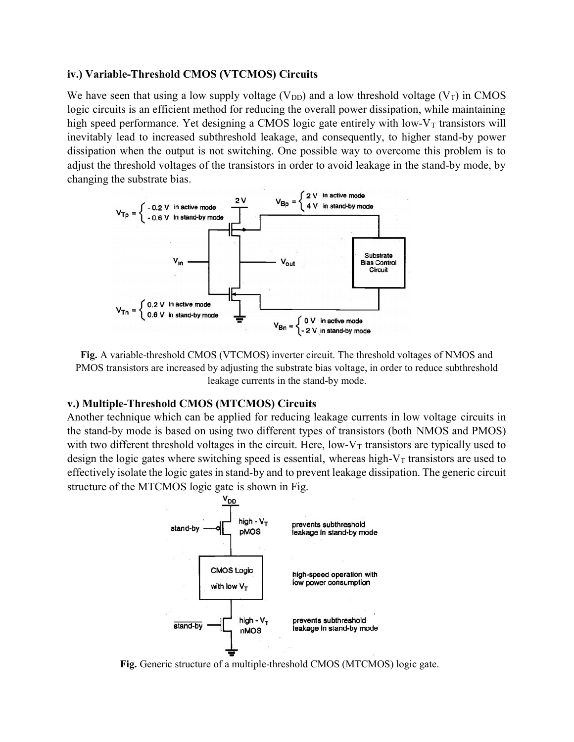### iv.) Variable-Threshold CMOS (VTCMOS) Circuits

We have seen that using a low supply voltage ($V_{DD}$) and a low threshold voltage ($V_T$) in CMOS logic circuits is an efficient method for reducing the overall power dissipation, while maintaining high speed performance. Yet designing a CMOS logic gate entirely with low-$V_T$ transistors will inevitably lead to increased subthreshold leakage, and consequently, to higher stand-by power dissipation when the output is not switching. One possible way to overcome this problem is to adjust the threshold voltages of the transistors in order to avoid leakage in the stand-by mode, by changing the substrate bias.

$V_{Tp} = \begin{cases} -0.2\text{ V} & \text{in active mode} \\ -0.6\text{ V} & \text{in stand-by mode} \end{cases}$

2 V

$V_{Bp} = \begin{cases} 2\text{ V} & \text{in active mode} \\ 4\text{ V} & \text{in stand-by mode} \end{cases}$

$V_{in}$

$V_{out}$

Substrate Bias Control Circuit

$V_{Tn} = \begin{cases} 0.2\text{ V} & \text{in active mode} \\ 0.6\text{ V} & \text{in stand-by mode} \end{cases}$

$V_{Bn} = \begin{cases} 0\text{ V} & \text{in active mode} \\ -2\text{ V} & \text{in stand-by mode} \end{cases}$

**Fig.** A variable-threshold CMOS (VTCMOS) inverter circuit. The threshold voltages of NMOS and PMOS transistors are increased by adjusting the substrate bias voltage, in order to reduce subthreshold leakage currents in the stand-by mode.

### v.) Multiple-Threshold CMOS (MTCMOS) Circuits

Another technique which can be applied for reducing leakage currents in low voltage circuits in the stand-by mode is based on using two different types of transistors (both NMOS and PMOS) with two different threshold voltages in the circuit. Here, low-$V_T$ transistors are typically used to design the logic gates where switching speed is essential, whereas high-$V_T$ transistors are used to effectively isolate the logic gates in stand-by and to prevent leakage dissipation. The generic circuit structure of the MTCMOS logic gate is shown in Fig.

$V_{DD}$

stand-by — high - $V_T$ pMOS — prevents subthreshold leakage in stand-by mode

CMOS Logic with low $V_T$ — high-speed operation with low power consumption

$\overline{\text{stand-by}}$ — high - $V_T$ nMOS — prevents subthreshold leakage in stand-by mode

**Fig.** Generic structure of a multiple-threshold CMOS (MTCMOS) logic gate.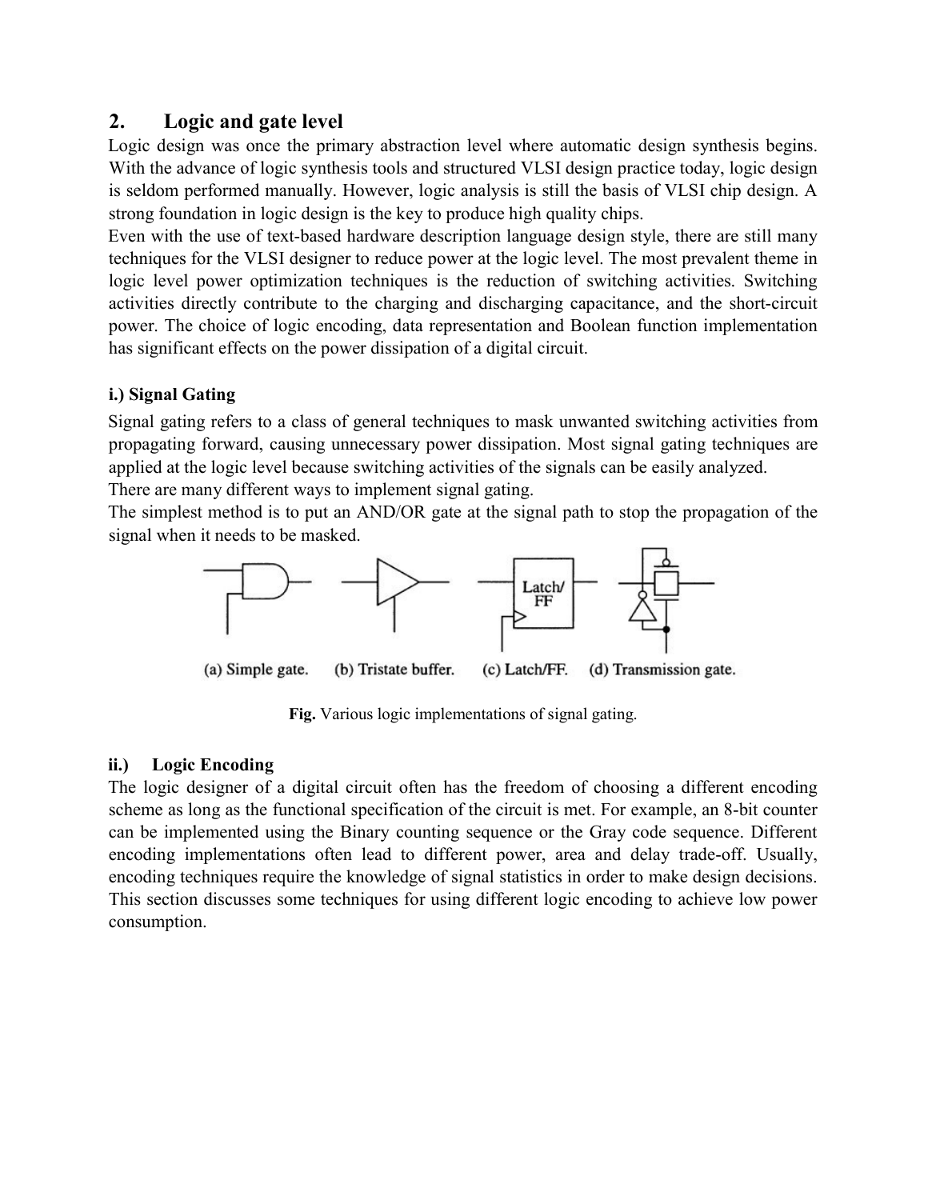## 2. Logic and gate level

Logic design was once the primary abstraction level where automatic design synthesis begins. With the advance of logic synthesis tools and structured VLSI design practice today, logic design is seldom performed manually. However, logic analysis is still the basis of VLSI chip design. A strong foundation in logic design is the key to produce high quality chips.

Even with the use of text-based hardware description language design style, there are still many techniques for the VLSI designer to reduce power at the logic level. The most prevalent theme in logic level power optimization techniques is the reduction of switching activities. Switching activities directly contribute to the charging and discharging capacitance, and the short-circuit power. The choice of logic encoding, data representation and Boolean function implementation has significant effects on the power dissipation of a digital circuit.

### i.) Signal Gating

Signal gating refers to a class of general techniques to mask unwanted switching activities from propagating forward, causing unnecessary power dissipation. Most signal gating techniques are applied at the logic level because switching activities of the signals can be easily analyzed.

There are many different ways to implement signal gating.

The simplest method is to put an AND/OR gate at the signal path to stop the propagation of the signal when it needs to be masked.

Latch/
FF

(a) Simple gate. (b) Tristate buffer. (c) Latch/FF. (d) Transmission gate.

**Fig.** Various logic implementations of signal gating.

### ii.) Logic Encoding

The logic designer of a digital circuit often has the freedom of choosing a different encoding scheme as long as the functional specification of the circuit is met. For example, an 8-bit counter can be implemented using the Binary counting sequence or the Gray code sequence. Different encoding implementations often lead to different power, area and delay trade-off. Usually, encoding techniques require the knowledge of signal statistics in order to make design decisions. This section discusses some techniques for using different logic encoding to achieve low power consumption.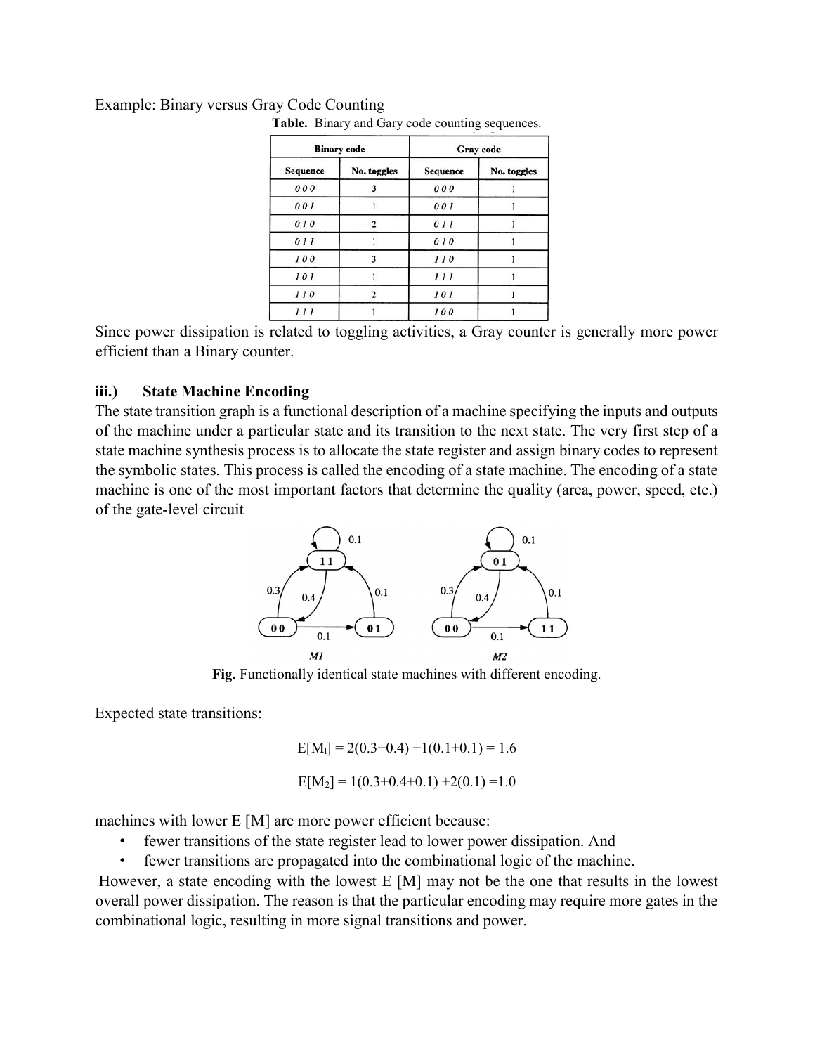Example: Binary versus Gray Code Counting

**Table.** Binary and Gary code counting sequences.

| Binary code | | Gray code | |
|---|---|---|---|
| Sequence | No. toggles | Sequence | No. toggles |
| 000 | 3 | 000 | 1 |
| 001 | 1 | 001 | 1 |
| 010 | 2 | 011 | 1 |
| 011 | 1 | 010 | 1 |
| 100 | 3 | 110 | 1 |
| 101 | 1 | 111 | 1 |
| 110 | 2 | 101 | 1 |
| 111 | 1 | 100 | 1 |

Since power dissipation is related to toggling activities, a Gray counter is generally more power efficient than a Binary counter.

### iii.) State Machine Encoding

The state transition graph is a functional description of a machine specifying the inputs and outputs of the machine under a particular state and its transition to the next state. The very first step of a state machine synthesis process is to allocate the state register and assign binary codes to represent the symbolic states. This process is called the encoding of a state machine. The encoding of a state machine is one of the most important factors that determine the quality (area, power, speed, etc.) of the gate-level circuit

0.1
11
0.3
0.4
0.1
00
01
0.1
M1

0.1
01
0.3
0.4
0.1
00
11
0.1
M2

**Fig.** Functionally identical state machines with different encoding.

Expected state transitions:

$$E[M_1] = 2(0.3+0.4) + 1(0.1+0.1) = 1.6$$

$$E[M_2] = 1(0.3+0.4+0.1) + 2(0.1) = 1.0$$

machines with lower E [M] are more power efficient because:

- fewer transitions of the state register lead to lower power dissipation. And
- fewer transitions are propagated into the combinational logic of the machine.

However, a state encoding with the lowest E [M] may not be the one that results in the lowest overall power dissipation. The reason is that the particular encoding may require more gates in the combinational logic, resulting in more signal transitions and power.